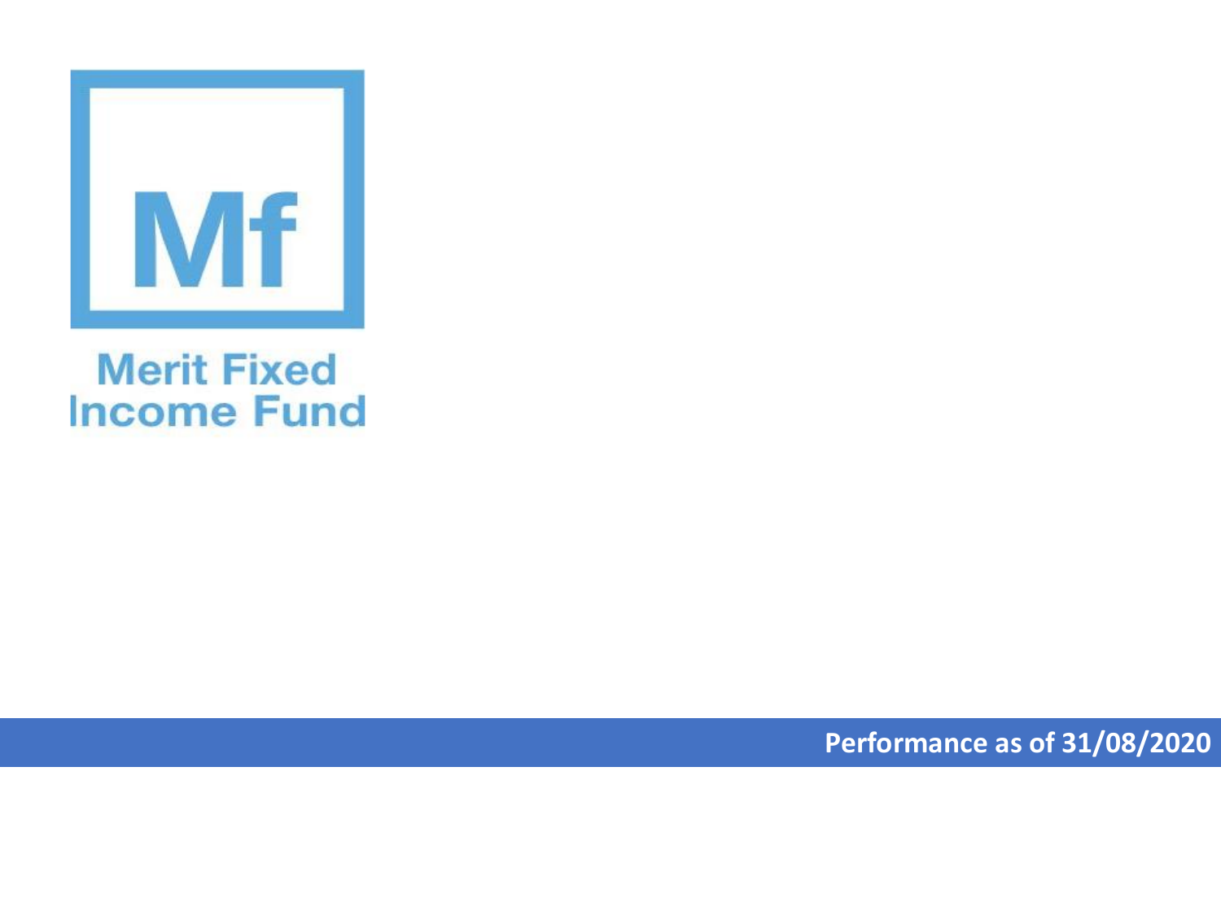Mf

# Merit Fixed Income Fund

**Performance as of 31/08/2020**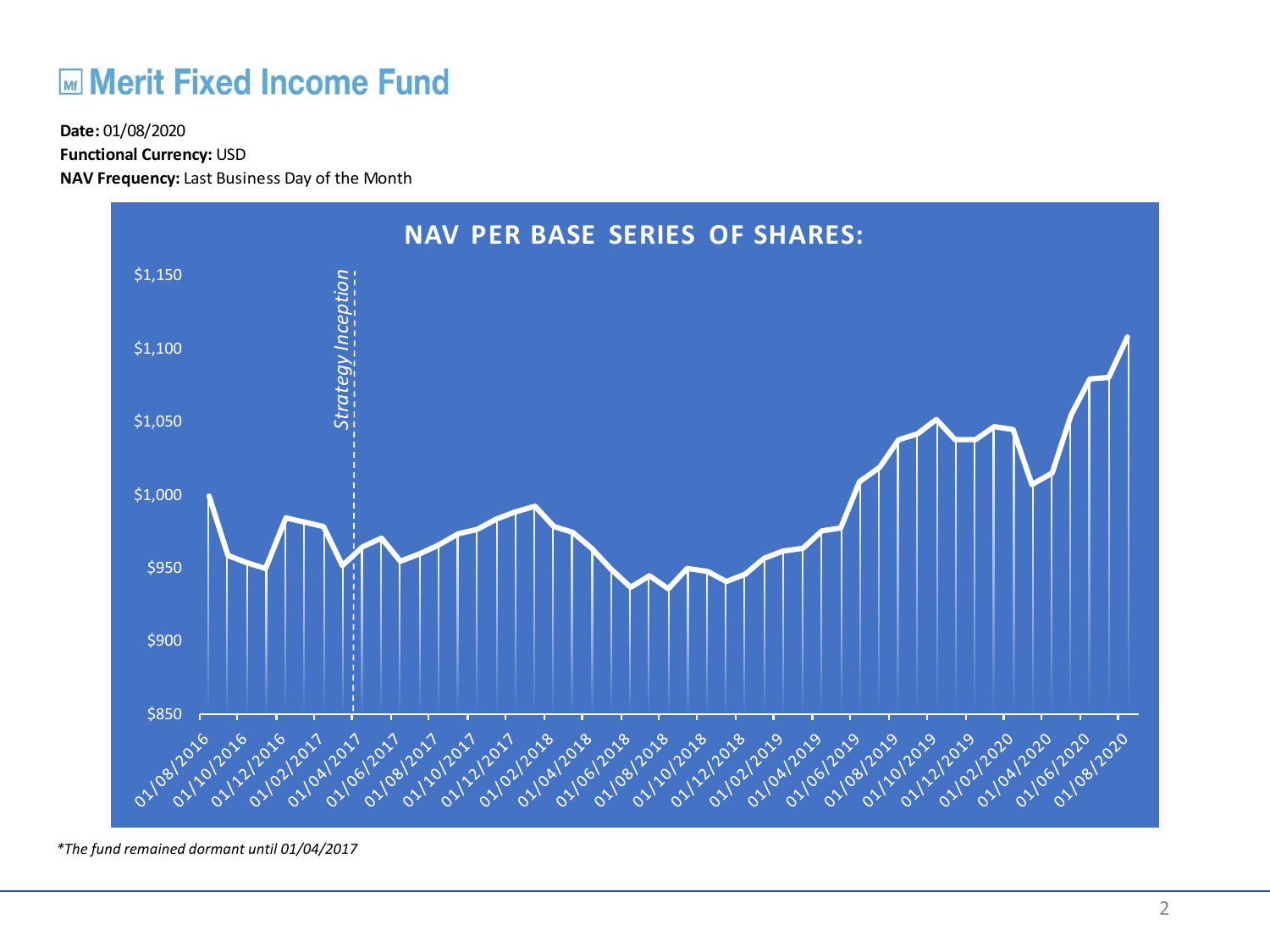# Merit Fixed Income Fund

**Date:** 01/08/2020
**Functional Currency:** USD
**NAV Frequency:** Last Business Day of the Month

**NAV PER BASE SERIES OF SHARES:**

*Strategy Inception*

$1,150
$1,100
$1,050
$1,000
$950
$900
$850

01/08/2016, 01/10/2016, 01/12/2016, 01/02/2017, 01/04/2017, 01/06/2017, 01/08/2017, 01/10/2017, 01/12/2017, 01/02/2018, 01/04/2018, 01/06/2018, 01/08/2018, 01/10/2018, 01/12/2018, 01/02/2019, 01/04/2019, 01/06/2019, 01/08/2019, 01/10/2019, 01/12/2019, 01/02/2020, 01/04/2020, 01/06/2020, 01/08/2020

*\*The fund remained dormant until 01/04/2017*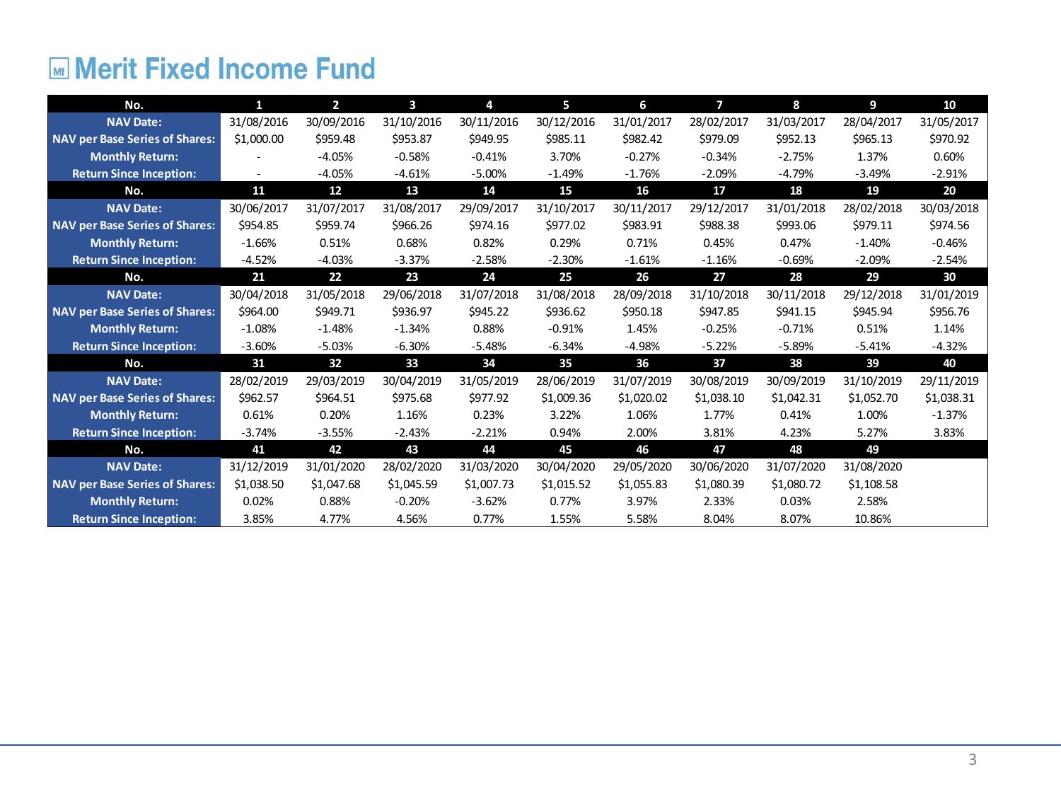# Merit Fixed Income Fund

| No. | 1 | 2 | 3 | 4 | 5 | 6 | 7 | 8 | 9 | 10 |
|---|---|---|---|---|---|---|---|---|---|---|
| NAV Date: | 31/08/2016 | 30/09/2016 | 31/10/2016 | 30/11/2016 | 30/12/2016 | 31/01/2017 | 28/02/2017 | 31/03/2017 | 28/04/2017 | 31/05/2017 |
| NAV per Base Series of Shares: | $1,000.00 | $959.48 | $953.87 | $949.95 | $985.11 | $982.42 | $979.09 | $952.13 | $965.13 | $970.92 |
| Monthly Return: | - | -4.05% | -0.58% | -0.41% | 3.70% | -0.27% | -0.34% | -2.75% | 1.37% | 0.60% |
| Return Since Inception: | - | -4.05% | -4.61% | -5.00% | -1.49% | -1.76% | -2.09% | -4.79% | -3.49% | -2.91% |
| **No.** | **11** | **12** | **13** | **14** | **15** | **16** | **17** | **18** | **19** | **20** |
| NAV Date: | 30/06/2017 | 31/07/2017 | 31/08/2017 | 29/09/2017 | 31/10/2017 | 30/11/2017 | 29/12/2017 | 31/01/2018 | 28/02/2018 | 30/03/2018 |
| NAV per Base Series of Shares: | $954.85 | $959.74 | $966.26 | $974.16 | $977.02 | $983.91 | $988.38 | $993.06 | $979.11 | $974.56 |
| Monthly Return: | -1.66% | 0.51% | 0.68% | 0.82% | 0.29% | 0.71% | 0.45% | 0.47% | -1.40% | -0.46% |
| Return Since Inception: | -4.52% | -4.03% | -3.37% | -2.58% | -2.30% | -1.61% | -1.16% | -0.69% | -2.09% | -2.54% |
| **No.** | **21** | **22** | **23** | **24** | **25** | **26** | **27** | **28** | **29** | **30** |
| NAV Date: | 30/04/2018 | 31/05/2018 | 29/06/2018 | 31/07/2018 | 31/08/2018 | 28/09/2018 | 31/10/2018 | 30/11/2018 | 29/12/2018 | 31/01/2019 |
| NAV per Base Series of Shares: | $964.00 | $949.71 | $936.97 | $945.22 | $936.62 | $950.18 | $947.85 | $941.15 | $945.94 | $956.76 |
| Monthly Return: | -1.08% | -1.48% | -1.34% | 0.88% | -0.91% | 1.45% | -0.25% | -0.71% | 0.51% | 1.14% |
| Return Since Inception: | -3.60% | -5.03% | -6.30% | -5.48% | -6.34% | -4.98% | -5.22% | -5.89% | -5.41% | -4.32% |
| **No.** | **31** | **32** | **33** | **34** | **35** | **36** | **37** | **38** | **39** | **40** |
| NAV Date: | 28/02/2019 | 29/03/2019 | 30/04/2019 | 31/05/2019 | 28/06/2019 | 31/07/2019 | 30/08/2019 | 30/09/2019 | 31/10/2019 | 29/11/2019 |
| NAV per Base Series of Shares: | $962.57 | $964.51 | $975.68 | $977.92 | $1,009.36 | $1,020.02 | $1,038.10 | $1,042.31 | $1,052.70 | $1,038.31 |
| Monthly Return: | 0.61% | 0.20% | 1.16% | 0.23% | 3.22% | 1.06% | 1.77% | 0.41% | 1.00% | -1.37% |
| Return Since Inception: | -3.74% | -3.55% | -2.43% | -2.21% | 0.94% | 2.00% | 3.81% | 4.23% | 5.27% | 3.83% |
| **No.** | **41** | **42** | **43** | **44** | **45** | **46** | **47** | **48** | **49** | |
| NAV Date: | 31/12/2019 | 31/01/2020 | 28/02/2020 | 31/03/2020 | 30/04/2020 | 29/05/2020 | 30/06/2020 | 31/07/2020 | 31/08/2020 | |
| NAV per Base Series of Shares: | $1,038.50 | $1,047.68 | $1,045.59 | $1,007.73 | $1,015.52 | $1,055.83 | $1,080.39 | $1,080.72 | $1,108.58 | |
| Monthly Return: | 0.02% | 0.88% | -0.20% | -3.62% | 0.77% | 3.97% | 2.33% | 0.03% | 2.58% | |
| Return Since Inception: | 3.85% | 4.77% | 4.56% | 0.77% | 1.55% | 5.58% | 8.04% | 8.07% | 10.86% | |